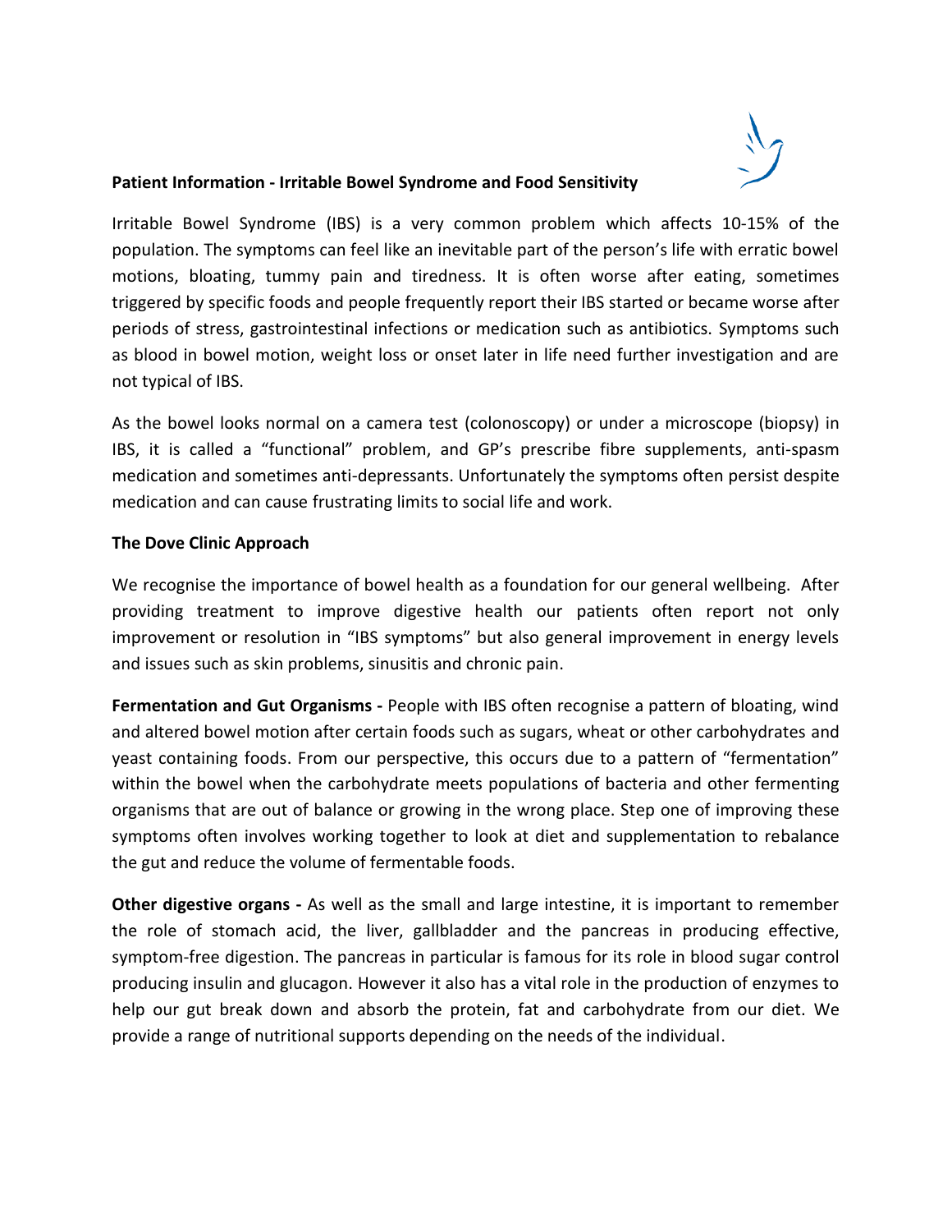**Patient Information - Irritable Bowel Syndrome and Food Sensitivity**

Irritable Bowel Syndrome (IBS) is a very common problem which affects 10-15% of the population. The symptoms can feel like an inevitable part of the person's life with erratic bowel motions, bloating, tummy pain and tiredness. It is often worse after eating, sometimes triggered by specific foods and people frequently report their IBS started or became worse after periods of stress, gastrointestinal infections or medication such as antibiotics. Symptoms such as blood in bowel motion, weight loss or onset later in life need further investigation and are not typical of IBS.

As the bowel looks normal on a camera test (colonoscopy) or under a microscope (biopsy) in IBS, it is called a "functional" problem, and GP's prescribe fibre supplements, anti-spasm medication and sometimes anti-depressants. Unfortunately the symptoms often persist despite medication and can cause frustrating limits to social life and work.

**The Dove Clinic Approach**

We recognise the importance of bowel health as a foundation for our general wellbeing. After providing treatment to improve digestive health our patients often report not only improvement or resolution in "IBS symptoms" but also general improvement in energy levels and issues such as skin problems, sinusitis and chronic pain.

**Fermentation and Gut Organisms -** People with IBS often recognise a pattern of bloating, wind and altered bowel motion after certain foods such as sugars, wheat or other carbohydrates and yeast containing foods. From our perspective, this occurs due to a pattern of "fermentation" within the bowel when the carbohydrate meets populations of bacteria and other fermenting organisms that are out of balance or growing in the wrong place. Step one of improving these symptoms often involves working together to look at diet and supplementation to rebalance the gut and reduce the volume of fermentable foods.

**Other digestive organs -** As well as the small and large intestine, it is important to remember the role of stomach acid, the liver, gallbladder and the pancreas in producing effective, symptom-free digestion. The pancreas in particular is famous for its role in blood sugar control producing insulin and glucagon. However it also has a vital role in the production of enzymes to help our gut break down and absorb the protein, fat and carbohydrate from our diet. We provide a range of nutritional supports depending on the needs of the individual.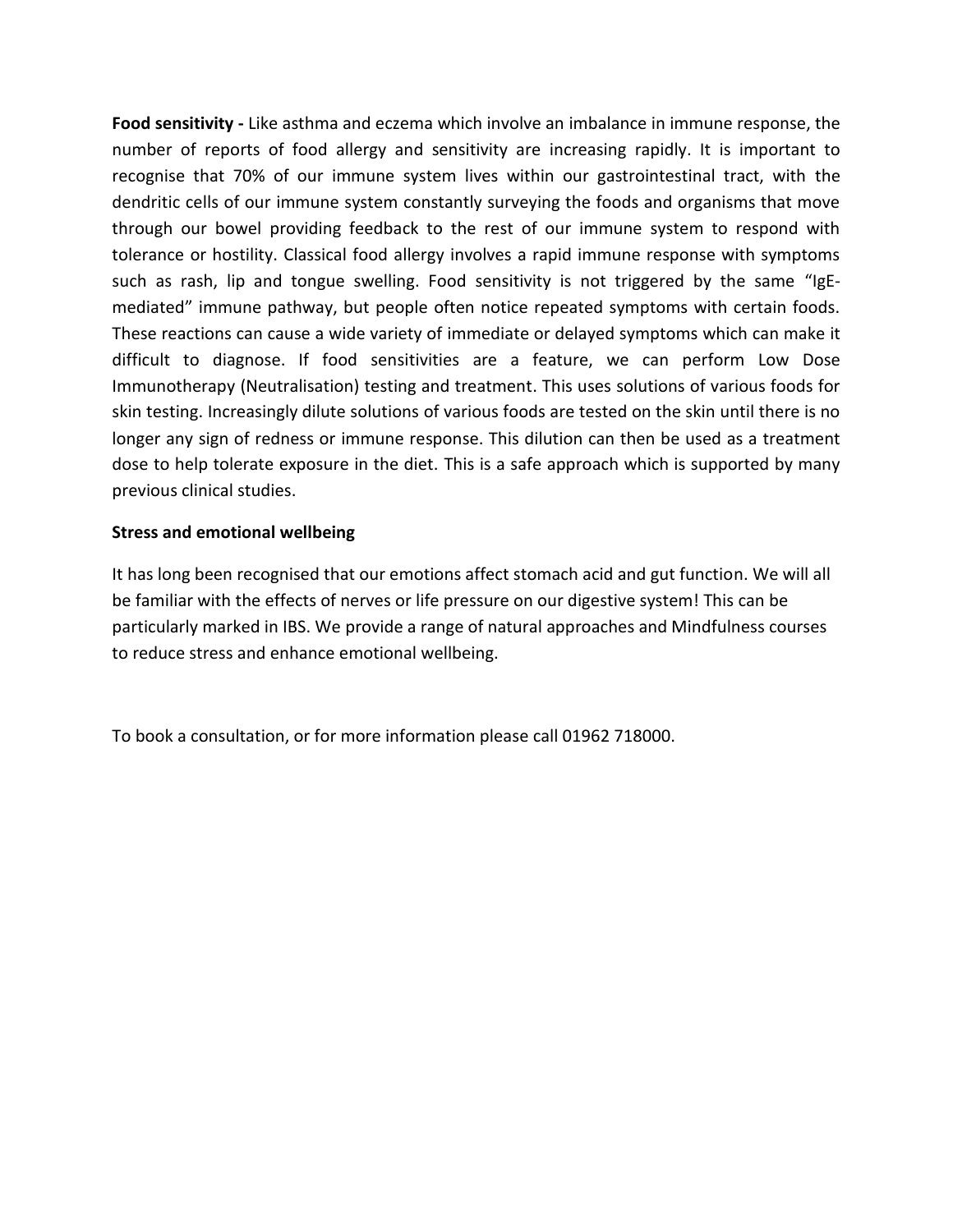**Food sensitivity -** Like asthma and eczema which involve an imbalance in immune response, the number of reports of food allergy and sensitivity are increasing rapidly. It is important to recognise that 70% of our immune system lives within our gastrointestinal tract, with the dendritic cells of our immune system constantly surveying the foods and organisms that move through our bowel providing feedback to the rest of our immune system to respond with tolerance or hostility. Classical food allergy involves a rapid immune response with symptoms such as rash, lip and tongue swelling. Food sensitivity is not triggered by the same "IgE-mediated" immune pathway, but people often notice repeated symptoms with certain foods. These reactions can cause a wide variety of immediate or delayed symptoms which can make it difficult to diagnose. If food sensitivities are a feature, we can perform Low Dose Immunotherapy (Neutralisation) testing and treatment. This uses solutions of various foods for skin testing. Increasingly dilute solutions of various foods are tested on the skin until there is no longer any sign of redness or immune response. This dilution can then be used as a treatment dose to help tolerate exposure in the diet. This is a safe approach which is supported by many previous clinical studies.

**Stress and emotional wellbeing**

It has long been recognised that our emotions affect stomach acid and gut function. We will all be familiar with the effects of nerves or life pressure on our digestive system! This can be particularly marked in IBS. We provide a range of natural approaches and Mindfulness courses to reduce stress and enhance emotional wellbeing.

To book a consultation, or for more information please call 01962 718000.